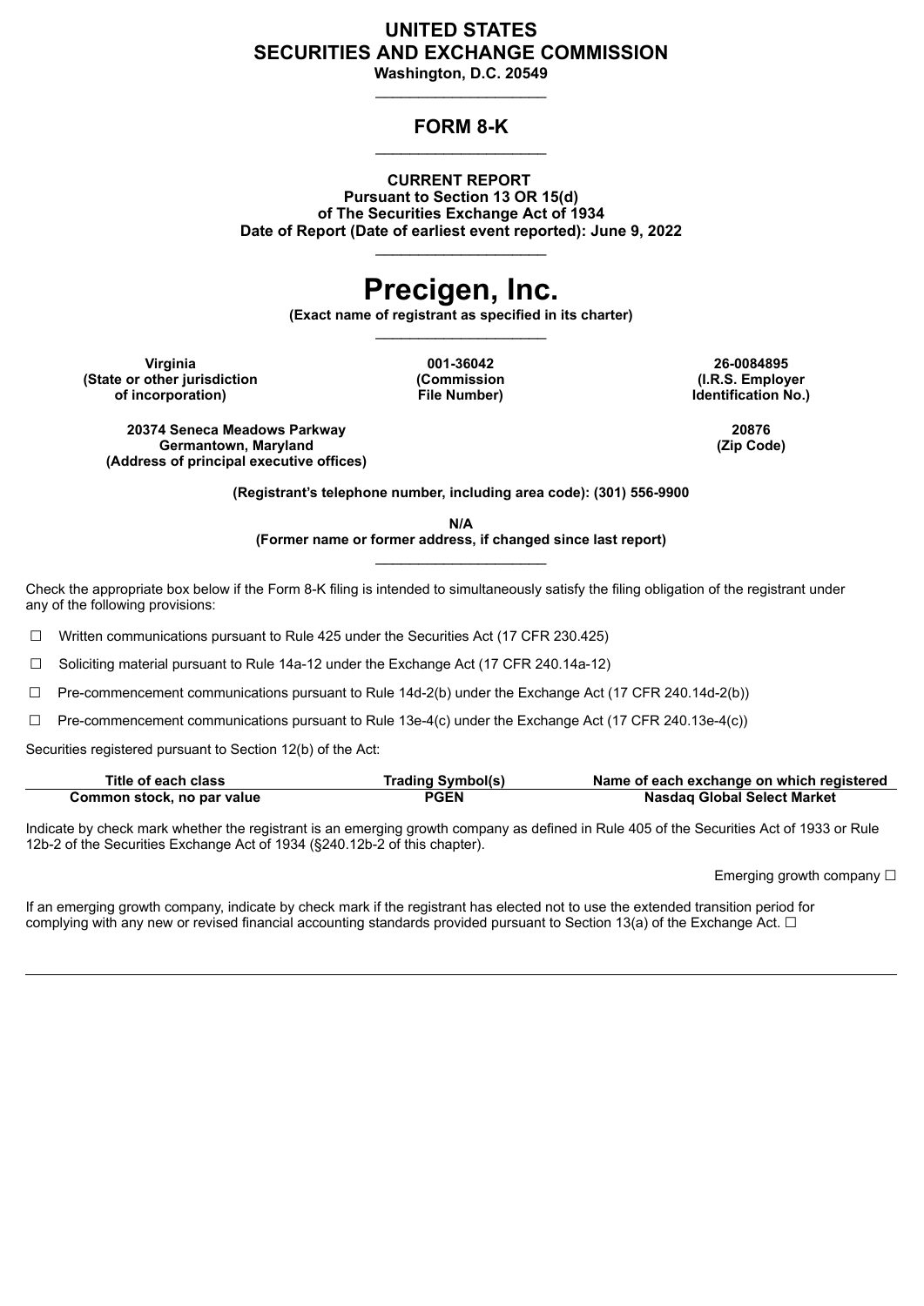# UNITED STATES
# SECURITIES AND EXCHANGE COMMISSION

**Washington, D.C. 20549**

---

## FORM 8-K

---

**CURRENT REPORT**
**Pursuant to Section 13 OR 15(d)**
**of The Securities Exchange Act of 1934**
**Date of Report (Date of earliest event reported): June 9, 2022**

---

# Precigen, Inc.

**(Exact name of registrant as specified in its charter)**

---

| Virginia | 001-36042 | 26-0084895 |
|---|---|---|
| (State or other jurisdiction of incorporation) | (Commission File Number) | (I.R.S. Employer Identification No.) |

| 20374 Seneca Meadows Parkway Germantown, Maryland | 20876 |
|---|---|
| (Address of principal executive offices) | (Zip Code) |

**(Registrant's telephone number, including area code): (301) 556-9900**

**N/A**
**(Former name or former address, if changed since last report)**

---

Check the appropriate box below if the Form 8-K filing is intended to simultaneously satisfy the filing obligation of the registrant under any of the following provisions:

☐ Written communications pursuant to Rule 425 under the Securities Act (17 CFR 230.425)

☐ Soliciting material pursuant to Rule 14a-12 under the Exchange Act (17 CFR 240.14a-12)

☐ Pre-commencement communications pursuant to Rule 14d-2(b) under the Exchange Act (17 CFR 240.14d-2(b))

☐ Pre-commencement communications pursuant to Rule 13e-4(c) under the Exchange Act (17 CFR 240.13e-4(c))

Securities registered pursuant to Section 12(b) of the Act:

| Title of each class | Trading Symbol(s) | Name of each exchange on which registered |
|---|---|---|
| Common stock, no par value | PGEN | Nasdaq Global Select Market |

Indicate by check mark whether the registrant is an emerging growth company as defined in Rule 405 of the Securities Act of 1933 or Rule 12b-2 of the Securities Exchange Act of 1934 (§240.12b-2 of this chapter).

Emerging growth company ☐

If an emerging growth company, indicate by check mark if the registrant has elected not to use the extended transition period for complying with any new or revised financial accounting standards provided pursuant to Section 13(a) of the Exchange Act. ☐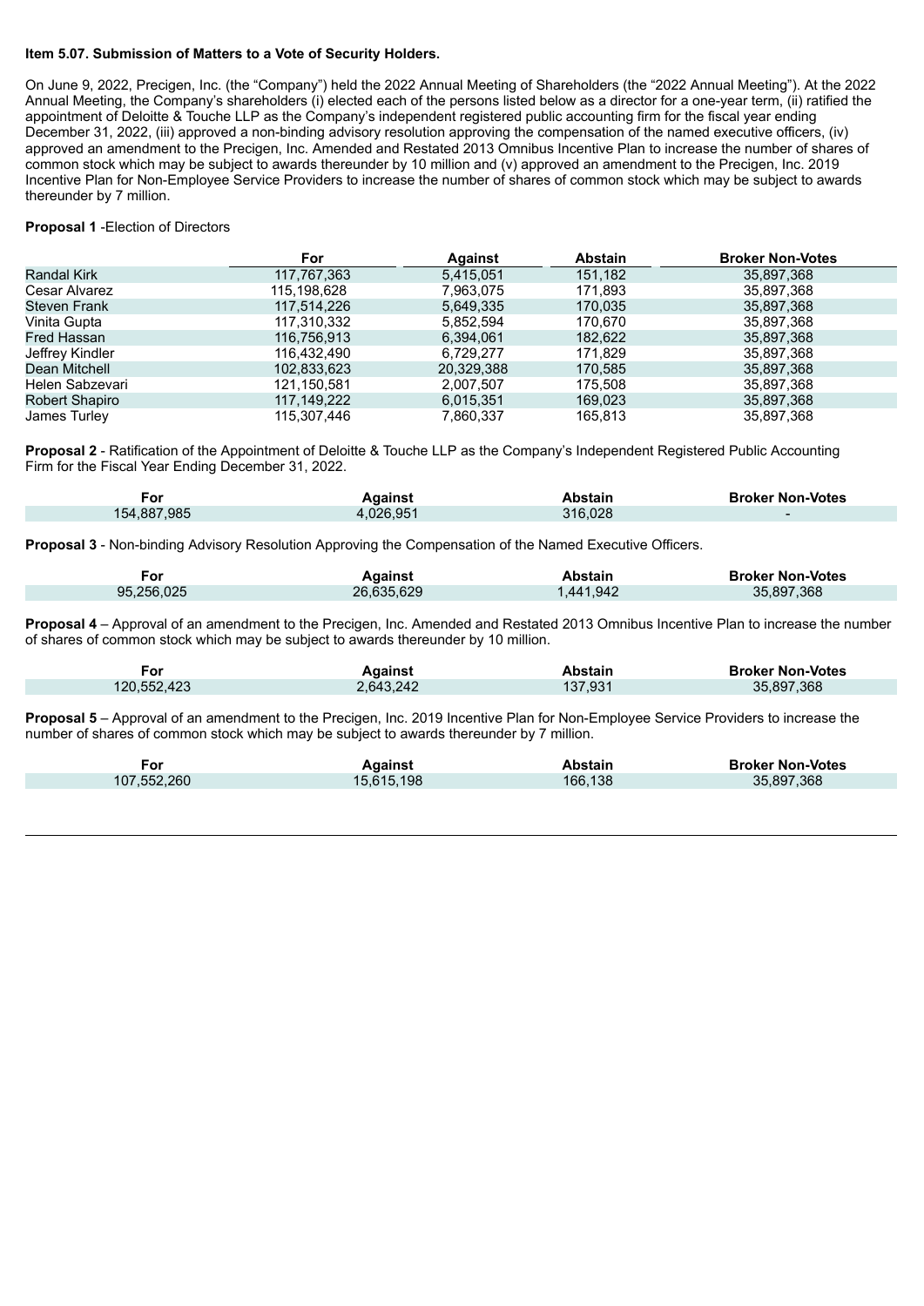**Item 5.07. Submission of Matters to a Vote of Security Holders.**

On June 9, 2022, Precigen, Inc. (the "Company") held the 2022 Annual Meeting of Shareholders (the "2022 Annual Meeting"). At the 2022 Annual Meeting, the Company's shareholders (i) elected each of the persons listed below as a director for a one-year term, (ii) ratified the appointment of Deloitte & Touche LLP as the Company's independent registered public accounting firm for the fiscal year ending December 31, 2022, (iii) approved a non-binding advisory resolution approving the compensation of the named executive officers, (iv) approved an amendment to the Precigen, Inc. Amended and Restated 2013 Omnibus Incentive Plan to increase the number of shares of common stock which may be subject to awards thereunder by 10 million and (v) approved an amendment to the Precigen, Inc. 2019 Incentive Plan for Non-Employee Service Providers to increase the number of shares of common stock which may be subject to awards thereunder by 7 million.

**Proposal 1** -Election of Directors

| | For | Against | Abstain | Broker Non-Votes |
|---|---|---|---|---|
| Randal Kirk | 117,767,363 | 5,415,051 | 151,182 | 35,897,368 |
| Cesar Alvarez | 115,198,628 | 7,963,075 | 171,893 | 35,897,368 |
| Steven Frank | 117,514,226 | 5,649,335 | 170,035 | 35,897,368 |
| Vinita Gupta | 117,310,332 | 5,852,594 | 170,670 | 35,897,368 |
| Fred Hassan | 116,756,913 | 6,394,061 | 182,622 | 35,897,368 |
| Jeffrey Kindler | 116,432,490 | 6,729,277 | 171,829 | 35,897,368 |
| Dean Mitchell | 102,833,623 | 20,329,388 | 170,585 | 35,897,368 |
| Helen Sabzevari | 121,150,581 | 2,007,507 | 175,508 | 35,897,368 |
| Robert Shapiro | 117,149,222 | 6,015,351 | 169,023 | 35,897,368 |
| James Turley | 115,307,446 | 7,860,337 | 165,813 | 35,897,368 |

**Proposal 2** - Ratification of the Appointment of Deloitte & Touche LLP as the Company's Independent Registered Public Accounting Firm for the Fiscal Year Ending December 31, 2022.

| For | Against | Abstain | Broker Non-Votes |
|---|---|---|---|
| 154,887,985 | 4,026,951 | 316,028 | - |

**Proposal 3** - Non-binding Advisory Resolution Approving the Compensation of the Named Executive Officers.

| For | Against | Abstain | Broker Non-Votes |
|---|---|---|---|
| 95,256,025 | 26,635,629 | 1,441,942 | 35,897,368 |

**Proposal 4** – Approval of an amendment to the Precigen, Inc. Amended and Restated 2013 Omnibus Incentive Plan to increase the number of shares of common stock which may be subject to awards thereunder by 10 million.

| For | Against | Abstain | Broker Non-Votes |
|---|---|---|---|
| 120,552,423 | 2,643,242 | 137,931 | 35,897,368 |

**Proposal 5** – Approval of an amendment to the Precigen, Inc. 2019 Incentive Plan for Non-Employee Service Providers to increase the number of shares of common stock which may be subject to awards thereunder by 7 million.

| For | Against | Abstain | Broker Non-Votes |
|---|---|---|---|
| 107,552,260 | 15,615,198 | 166,138 | 35,897,368 |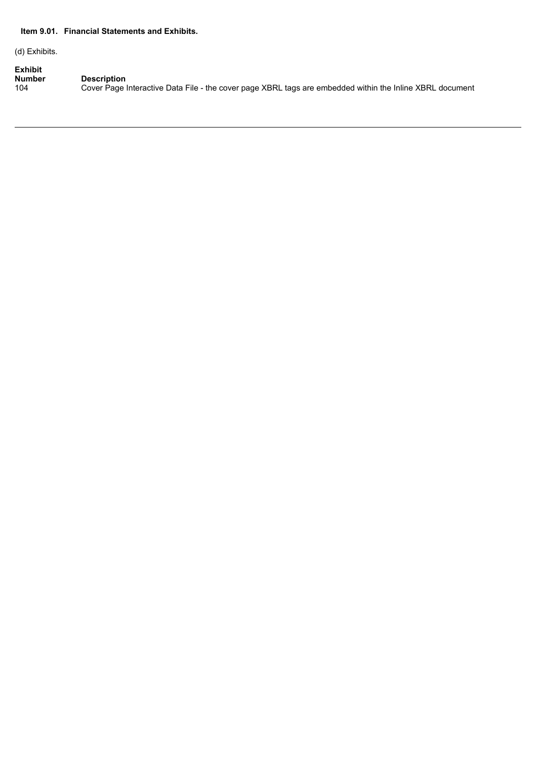**Item 9.01. Financial Statements and Exhibits.**

(d) Exhibits.

| Exhibit Number | Description |
| --- | --- |
| 104 | Cover Page Interactive Data File - the cover page XBRL tags are embedded within the Inline XBRL document |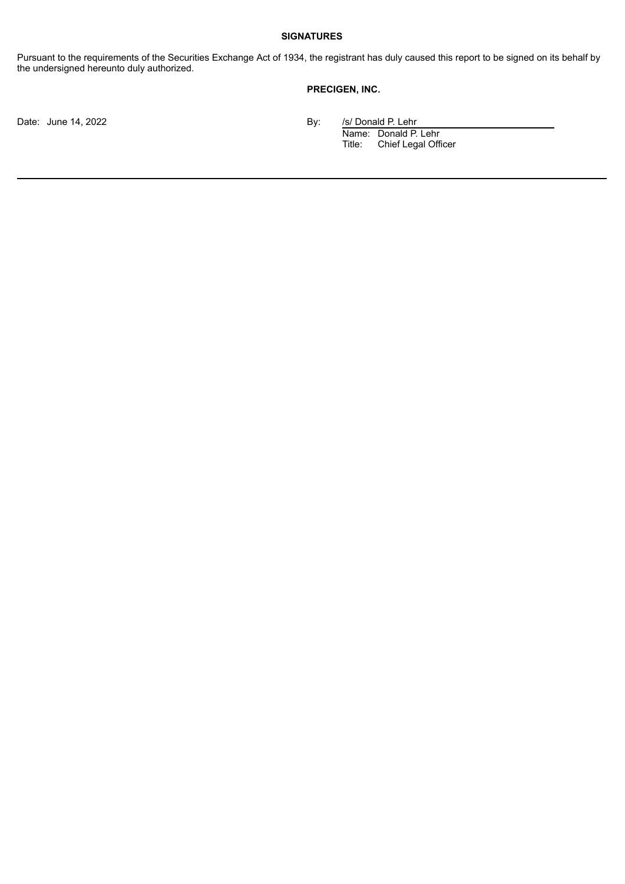**SIGNATURES**

Pursuant to the requirements of the Securities Exchange Act of 1934, the registrant has duly caused this report to be signed on its behalf by the undersigned hereunto duly authorized.

**PRECIGEN, INC.**

Date: June 14, 2022

By: /s/ Donald P. Lehr
Name: Donald P. Lehr
Title: Chief Legal Officer